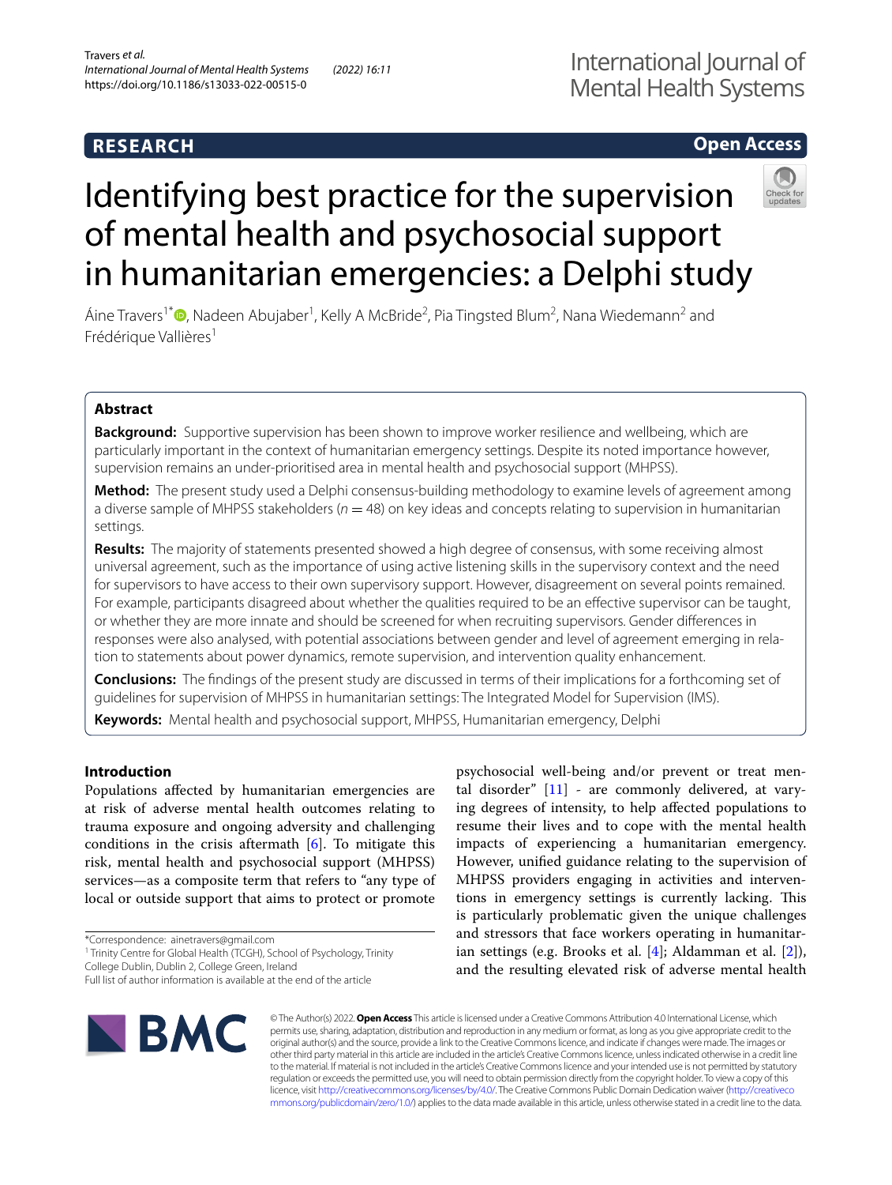RESEARCH

Open Access

# Identifying best practice for the supervision of mental health and psychosocial support in humanitarian emergencies: a Delphi study

Áine Travers[1*], Nadeen Abujaber[1], Kelly A McBride[2], Pia Tingsted Blum[2], Nana Wiedemann[2] and Frédérique Vallières[1]

## Abstract

**Background:** Supportive supervision has been shown to improve worker resilience and wellbeing, which are particularly important in the context of humanitarian emergency settings. Despite its noted importance however, supervision remains an under-prioritised area in mental health and psychosocial support (MHPSS).

**Method:** The present study used a Delphi consensus-building methodology to examine levels of agreement among a diverse sample of MHPSS stakeholders ($n = 48$) on key ideas and concepts relating to supervision in humanitarian settings.

**Results:** The majority of statements presented showed a high degree of consensus, with some receiving almost universal agreement, such as the importance of using active listening skills in the supervisory context and the need for supervisors to have access to their own supervisory support. However, disagreement on several points remained. For example, participants disagreed about whether the qualities required to be an effective supervisor can be taught, or whether they are more innate and should be screened for when recruiting supervisors. Gender differences in responses were also analysed, with potential associations between gender and level of agreement emerging in relation to statements about power dynamics, remote supervision, and intervention quality enhancement.

**Conclusions:** The findings of the present study are discussed in terms of their implications for a forthcoming set of guidelines for supervision of MHPSS in humanitarian settings: The Integrated Model for Supervision (IMS).

**Keywords:** Mental health and psychosocial support, MHPSS, Humanitarian emergency, Delphi

## Introduction

Populations affected by humanitarian emergencies are at risk of adverse mental health outcomes relating to trauma exposure and ongoing adversity and challenging conditions in the crisis aftermath [6]. To mitigate this risk, mental health and psychosocial support (MHPSS) services—as a composite term that refers to "any type of local or outside support that aims to protect or promote psychosocial well-being and/or prevent or treat mental disorder" [11] - are commonly delivered, at varying degrees of intensity, to help affected populations to resume their lives and to cope with the mental health impacts of experiencing a humanitarian emergency. However, unified guidance relating to the supervision of MHPSS providers engaging in activities and interventions in emergency settings is currently lacking. This is particularly problematic given the unique challenges and stressors that face workers operating in humanitarian settings (e.g. Brooks et al. [4]; Aldamman et al. [2]), and the resulting elevated risk of adverse mental health

*Correspondence: ainetravers@gmail.com
[1] Trinity Centre for Global Health (TCGH), School of Psychology, Trinity College Dublin, Dublin 2, College Green, Ireland
Full list of author information is available at the end of the article

© The Author(s) 2022. **Open Access** This article is licensed under a Creative Commons Attribution 4.0 International License, which permits use, sharing, adaptation, distribution and reproduction in any medium or format, as long as you give appropriate credit to the original author(s) and the source, provide a link to the Creative Commons licence, and indicate if changes were made. The images or other third party material in this article are included in the article's Creative Commons licence, unless indicated otherwise in a credit line to the material. If material is not included in the article's Creative Commons licence and your intended use is not permitted by statutory regulation or exceeds the permitted use, you will need to obtain permission directly from the copyright holder. To view a copy of this licence, visit http://creativecommons.org/licenses/by/4.0/. The Creative Commons Public Domain Dedication waiver (http://creativecommons.org/publicdomain/zero/1.0/) applies to the data made available in this article, unless otherwise stated in a credit line to the data.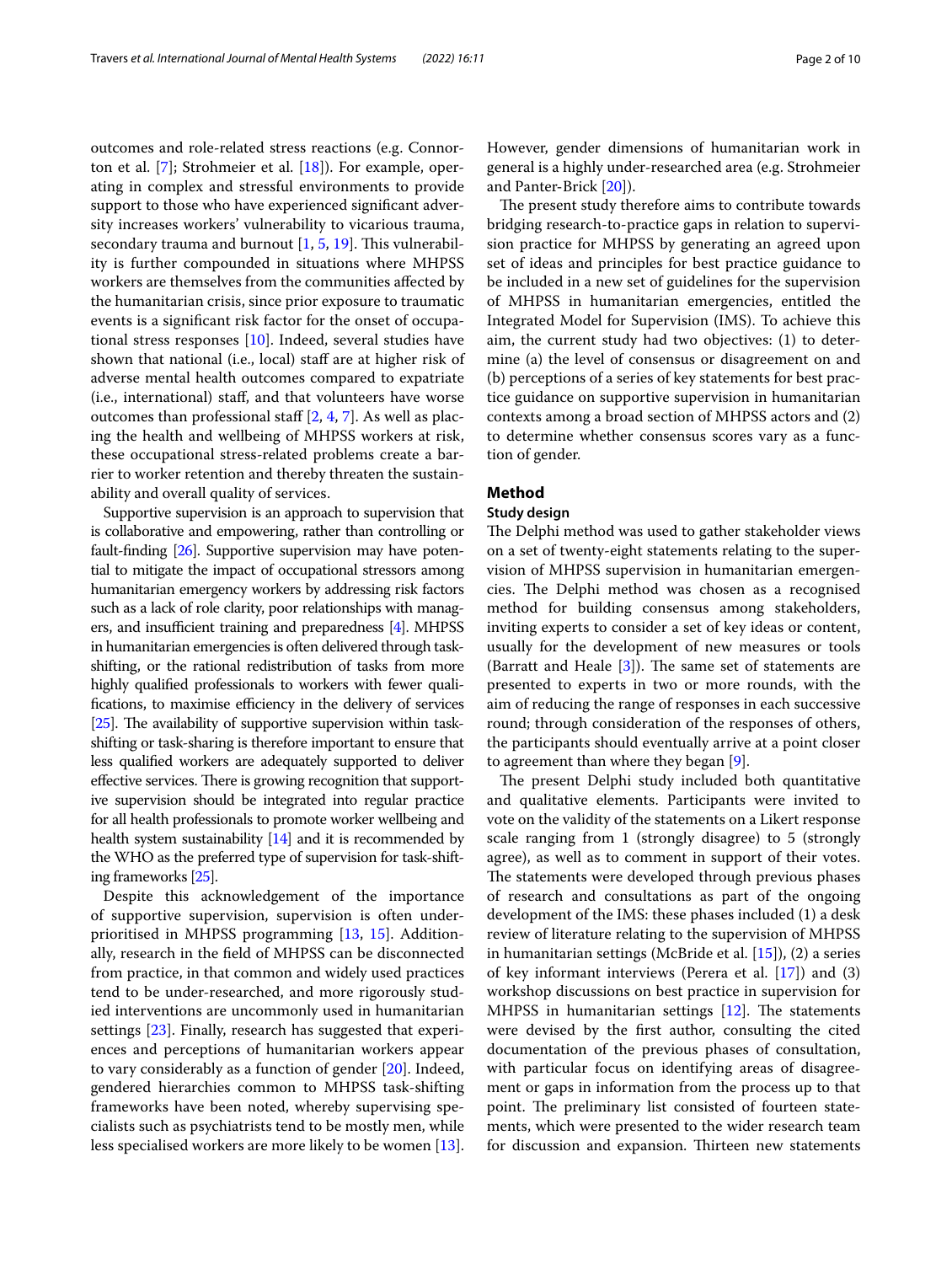outcomes and role-related stress reactions (e.g. Connorton et al. [7]; Strohmeier et al. [18]). For example, operating in complex and stressful environments to provide support to those who have experienced significant adversity increases workers' vulnerability to vicarious trauma, secondary trauma and burnout [1, 5, 19]. This vulnerability is further compounded in situations where MHPSS workers are themselves from the communities affected by the humanitarian crisis, since prior exposure to traumatic events is a significant risk factor for the onset of occupational stress responses [10]. Indeed, several studies have shown that national (i.e., local) staff are at higher risk of adverse mental health outcomes compared to expatriate (i.e., international) staff, and that volunteers have worse outcomes than professional staff [2, 4, 7]. As well as placing the health and wellbeing of MHPSS workers at risk, these occupational stress-related problems create a barrier to worker retention and thereby threaten the sustainability and overall quality of services.

Supportive supervision is an approach to supervision that is collaborative and empowering, rather than controlling or fault-finding [26]. Supportive supervision may have potential to mitigate the impact of occupational stressors among humanitarian emergency workers by addressing risk factors such as a lack of role clarity, poor relationships with managers, and insufficient training and preparedness [4]. MHPSS in humanitarian emergencies is often delivered through task-shifting, or the rational redistribution of tasks from more highly qualified professionals to workers with fewer qualifications, to maximise efficiency in the delivery of services [25]. The availability of supportive supervision within task-shifting or task-sharing is therefore important to ensure that less qualified workers are adequately supported to deliver effective services. There is growing recognition that supportive supervision should be integrated into regular practice for all health professionals to promote worker wellbeing and health system sustainability [14] and it is recommended by the WHO as the preferred type of supervision for task-shifting frameworks [25].

Despite this acknowledgement of the importance of supportive supervision, supervision is often under-prioritised in MHPSS programming [13, 15]. Additionally, research in the field of MHPSS can be disconnected from practice, in that common and widely used practices tend to be under-researched, and more rigorously studied interventions are uncommonly used in humanitarian settings [23]. Finally, research has suggested that experiences and perceptions of humanitarian workers appear to vary considerably as a function of gender [20]. Indeed, gendered hierarchies common to MHPSS task-shifting frameworks have been noted, whereby supervising specialists such as psychiatrists tend to be mostly men, while less specialised workers are more likely to be women [13]. However, gender dimensions of humanitarian work in general is a highly under-researched area (e.g. Strohmeier and Panter-Brick [20]).

The present study therefore aims to contribute towards bridging research-to-practice gaps in relation to supervision practice for MHPSS by generating an agreed upon set of ideas and principles for best practice guidance to be included in a new set of guidelines for the supervision of MHPSS in humanitarian emergencies, entitled the Integrated Model for Supervision (IMS). To achieve this aim, the current study had two objectives: (1) to determine (a) the level of consensus or disagreement on and (b) perceptions of a series of key statements for best practice guidance on supportive supervision in humanitarian contexts among a broad section of MHPSS actors and (2) to determine whether consensus scores vary as a function of gender.

## Method

### Study design

The Delphi method was used to gather stakeholder views on a set of twenty-eight statements relating to the supervision of MHPSS supervision in humanitarian emergencies. The Delphi method was chosen as a recognised method for building consensus among stakeholders, inviting experts to consider a set of key ideas or content, usually for the development of new measures or tools (Barratt and Heale [3]). The same set of statements are presented to experts in two or more rounds, with the aim of reducing the range of responses in each successive round; through consideration of the responses of others, the participants should eventually arrive at a point closer to agreement than where they began [9].

The present Delphi study included both quantitative and qualitative elements. Participants were invited to vote on the validity of the statements on a Likert response scale ranging from 1 (strongly disagree) to 5 (strongly agree), as well as to comment in support of their votes. The statements were developed through previous phases of research and consultations as part of the ongoing development of the IMS: these phases included (1) a desk review of literature relating to the supervision of MHPSS in humanitarian settings (McBride et al. [15]), (2) a series of key informant interviews (Perera et al. [17]) and (3) workshop discussions on best practice in supervision for MHPSS in humanitarian settings [12]. The statements were devised by the first author, consulting the cited documentation of the previous phases of consultation, with particular focus on identifying areas of disagreement or gaps in information from the process up to that point. The preliminary list consisted of fourteen statements, which were presented to the wider research team for discussion and expansion. Thirteen new statements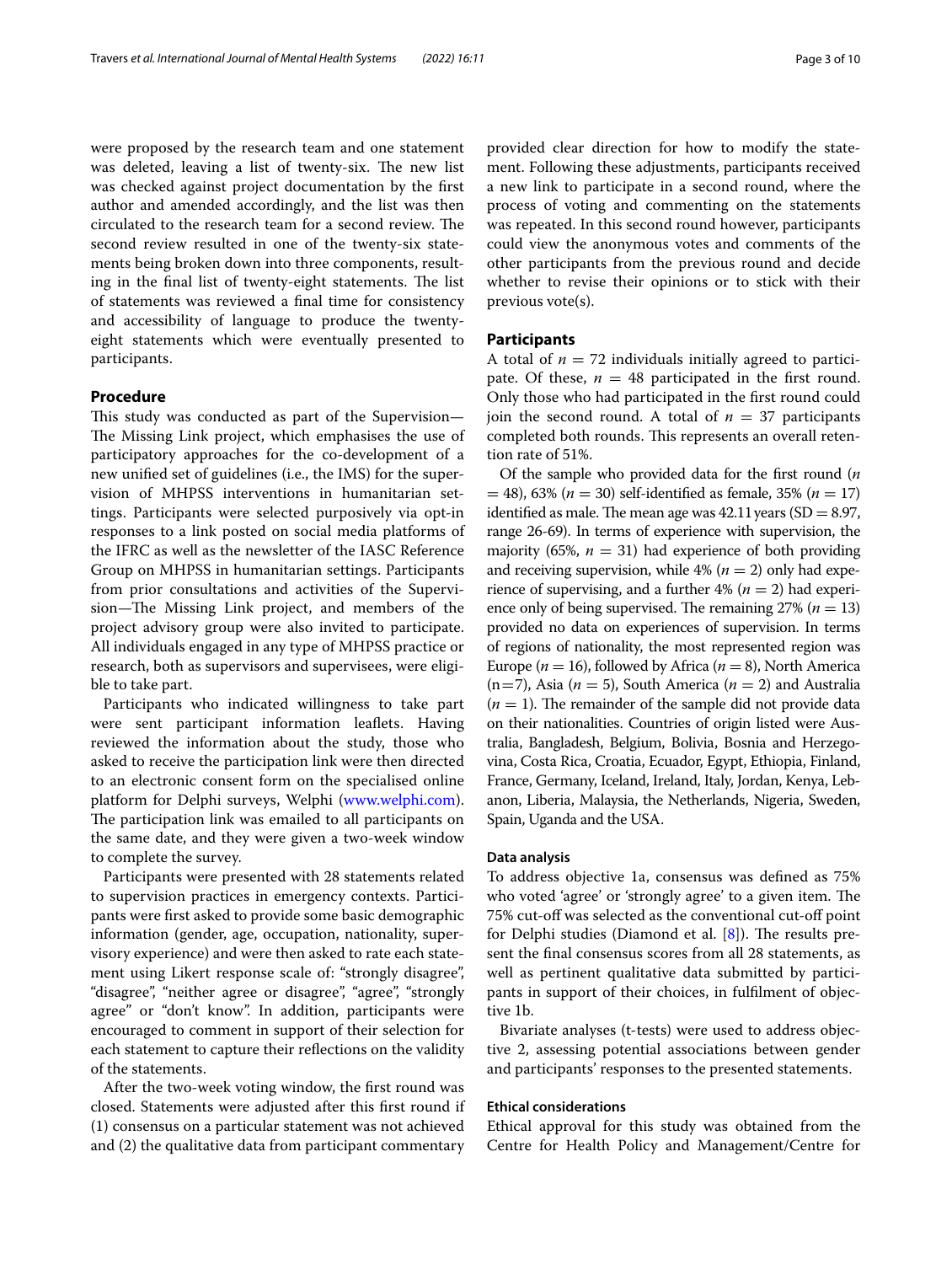were proposed by the research team and one statement was deleted, leaving a list of twenty-six. The new list was checked against project documentation by the first author and amended accordingly, and the list was then circulated to the research team for a second review. The second review resulted in one of the twenty-six statements being broken down into three components, resulting in the final list of twenty-eight statements. The list of statements was reviewed a final time for consistency and accessibility of language to produce the twenty-eight statements which were eventually presented to participants.

## Procedure

This study was conducted as part of the Supervision—The Missing Link project, which emphasises the use of participatory approaches for the co-development of a new unified set of guidelines (i.e., the IMS) for the supervision of MHPSS interventions in humanitarian settings. Participants were selected purposively via opt-in responses to a link posted on social media platforms of the IFRC as well as the newsletter of the IASC Reference Group on MHPSS in humanitarian settings. Participants from prior consultations and activities of the Supervision—The Missing Link project, and members of the project advisory group were also invited to participate. All individuals engaged in any type of MHPSS practice or research, both as supervisors and supervisees, were eligible to take part.

Participants who indicated willingness to take part were sent participant information leaflets. Having reviewed the information about the study, those who asked to receive the participation link were then directed to an electronic consent form on the specialised online platform for Delphi surveys, Welphi (www.welphi.com). The participation link was emailed to all participants on the same date, and they were given a two-week window to complete the survey.

Participants were presented with 28 statements related to supervision practices in emergency contexts. Participants were first asked to provide some basic demographic information (gender, age, occupation, nationality, supervisory experience) and were then asked to rate each statement using Likert response scale of: "strongly disagree", "disagree", "neither agree or disagree", "agree", "strongly agree" or "don't know". In addition, participants were encouraged to comment in support of their selection for each statement to capture their reflections on the validity of the statements.

After the two-week voting window, the first round was closed. Statements were adjusted after this first round if (1) consensus on a particular statement was not achieved and (2) the qualitative data from participant commentary provided clear direction for how to modify the statement. Following these adjustments, participants received a new link to participate in a second round, where the process of voting and commenting on the statements was repeated. In this second round however, participants could view the anonymous votes and comments of the other participants from the previous round and decide whether to revise their opinions or to stick with their previous vote(s).

## Participants

A total of $n = 72$ individuals initially agreed to participate. Of these, $n = 48$ participated in the first round. Only those who had participated in the first round could join the second round. A total of $n = 37$ participants completed both rounds. This represents an overall retention rate of 51%.

Of the sample who provided data for the first round ($n = 48$), 63% ($n = 30$) self-identified as female, 35% ($n = 17$) identified as male. The mean age was 42.11 years (SD = 8.97, range 26-69). In terms of experience with supervision, the majority (65%, $n = 31$) had experience of both providing and receiving supervision, while 4% ($n = 2$) only had experience of supervising, and a further 4% ($n = 2$) had experience only of being supervised. The remaining 27% ($n = 13$) provided no data on experiences of supervision. In terms of regions of nationality, the most represented region was Europe ($n = 16$), followed by Africa ($n = 8$), North America ($n=7$), Asia ($n = 5$), South America ($n = 2$) and Australia ($n = 1$). The remainder of the sample did not provide data on their nationalities. Countries of origin listed were Australia, Bangladesh, Belgium, Bolivia, Bosnia and Herzegovina, Costa Rica, Croatia, Ecuador, Egypt, Ethiopia, Finland, France, Germany, Iceland, Ireland, Italy, Jordan, Kenya, Lebanon, Liberia, Malaysia, the Netherlands, Nigeria, Sweden, Spain, Uganda and the USA.

### Data analysis

To address objective 1a, consensus was defined as 75% who voted 'agree' or 'strongly agree' to a given item. The 75% cut-off was selected as the conventional cut-off point for Delphi studies (Diamond et al. [8]). The results present the final consensus scores from all 28 statements, as well as pertinent qualitative data submitted by participants in support of their choices, in fulfilment of objective 1b.

Bivariate analyses (t-tests) were used to address objective 2, assessing potential associations between gender and participants' responses to the presented statements.

### Ethical considerations

Ethical approval for this study was obtained from the Centre for Health Policy and Management/Centre for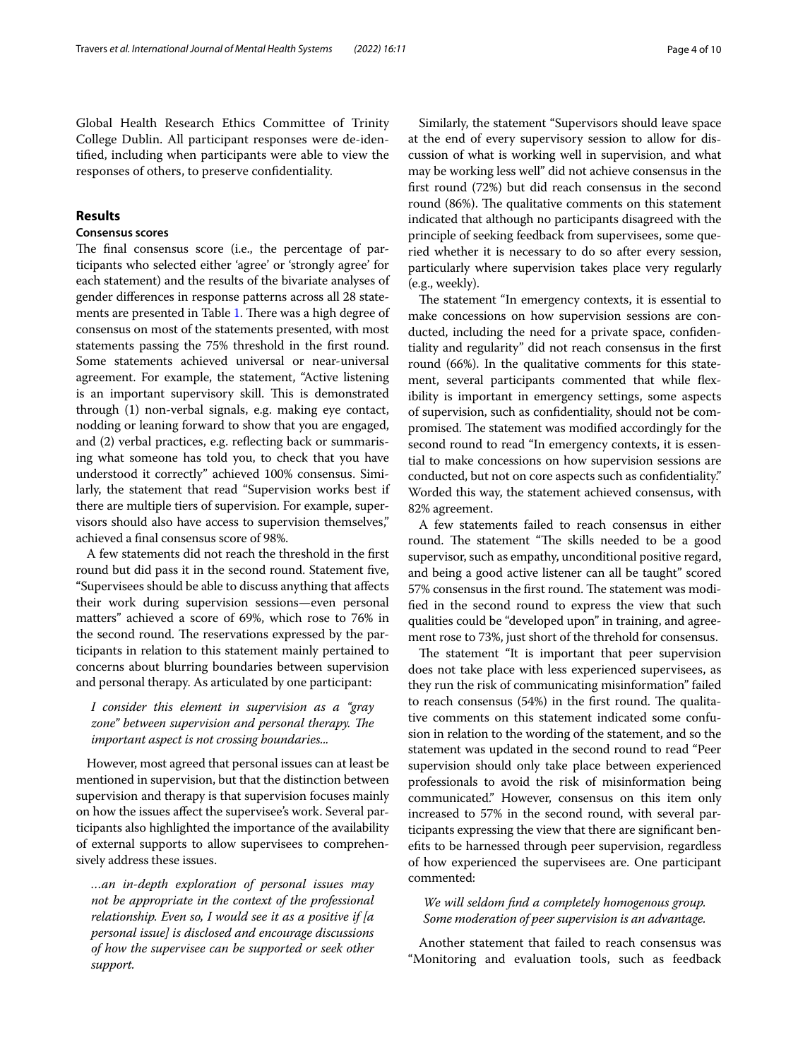Global Health Research Ethics Committee of Trinity College Dublin. All participant responses were de-identified, including when participants were able to view the responses of others, to preserve confidentiality.

## Results

### Consensus scores

The final consensus score (i.e., the percentage of participants who selected either 'agree' or 'strongly agree' for each statement) and the results of the bivariate analyses of gender differences in response patterns across all 28 statements are presented in Table 1. There was a high degree of consensus on most of the statements presented, with most statements passing the 75% threshold in the first round. Some statements achieved universal or near-universal agreement. For example, the statement, "Active listening is an important supervisory skill. This is demonstrated through (1) non-verbal signals, e.g. making eye contact, nodding or leaning forward to show that you are engaged, and (2) verbal practices, e.g. reflecting back or summarising what someone has told you, to check that you have understood it correctly" achieved 100% consensus. Similarly, the statement that read "Supervision works best if there are multiple tiers of supervision. For example, supervisors should also have access to supervision themselves," achieved a final consensus score of 98%.

A few statements did not reach the threshold in the first round but did pass it in the second round. Statement five, "Supervisees should be able to discuss anything that affects their work during supervision sessions—even personal matters" achieved a score of 69%, which rose to 76% in the second round. The reservations expressed by the participants in relation to this statement mainly pertained to concerns about blurring boundaries between supervision and personal therapy. As articulated by one participant:

> *I consider this element in supervision as a "gray zone" between supervision and personal therapy. The important aspect is not crossing boundaries...*

However, most agreed that personal issues can at least be mentioned in supervision, but that the distinction between supervision and therapy is that supervision focuses mainly on how the issues affect the supervisee's work. Several participants also highlighted the importance of the availability of external supports to allow supervisees to comprehensively address these issues.

> *...an in-depth exploration of personal issues may not be appropriate in the context of the professional relationship. Even so, I would see it as a positive if [a personal issue] is disclosed and encourage discussions of how the supervisee can be supported or seek other support.*

Similarly, the statement "Supervisors should leave space at the end of every supervisory session to allow for discussion of what is working well in supervision, and what may be working less well" did not achieve consensus in the first round (72%) but did reach consensus in the second round (86%). The qualitative comments on this statement indicated that although no participants disagreed with the principle of seeking feedback from supervisees, some queried whether it is necessary to do so after every session, particularly where supervision takes place very regularly (e.g., weekly).

The statement "In emergency contexts, it is essential to make concessions on how supervision sessions are conducted, including the need for a private space, confidentiality and regularity" did not reach consensus in the first round (66%). In the qualitative comments for this statement, several participants commented that while flexibility is important in emergency settings, some aspects of supervision, such as confidentiality, should not be compromised. The statement was modified accordingly for the second round to read "In emergency contexts, it is essential to make concessions on how supervision sessions are conducted, but not on core aspects such as confidentiality." Worded this way, the statement achieved consensus, with 82% agreement.

A few statements failed to reach consensus in either round. The statement "The skills needed to be a good supervisor, such as empathy, unconditional positive regard, and being a good active listener can all be taught" scored 57% consensus in the first round. The statement was modified in the second round to express the view that such qualities could be "developed upon" in training, and agreement rose to 73%, just short of the threhold for consensus.

The statement "It is important that peer supervision does not take place with less experienced supervisees, as they run the risk of communicating misinformation" failed to reach consensus (54%) in the first round. The qualitative comments on this statement indicated some confusion in relation to the wording of the statement, and so the statement was updated in the second round to read "Peer supervision should only take place between experienced professionals to avoid the risk of misinformation being communicated." However, consensus on this item only increased to 57% in the second round, with several participants expressing the view that there are significant benefits to be harnessed through peer supervision, regardless of how experienced the supervisees are. One participant commented:

> *We will seldom find a completely homogenous group. Some moderation of peer supervision is an advantage.*

Another statement that failed to reach consensus was "Monitoring and evaluation tools, such as feedback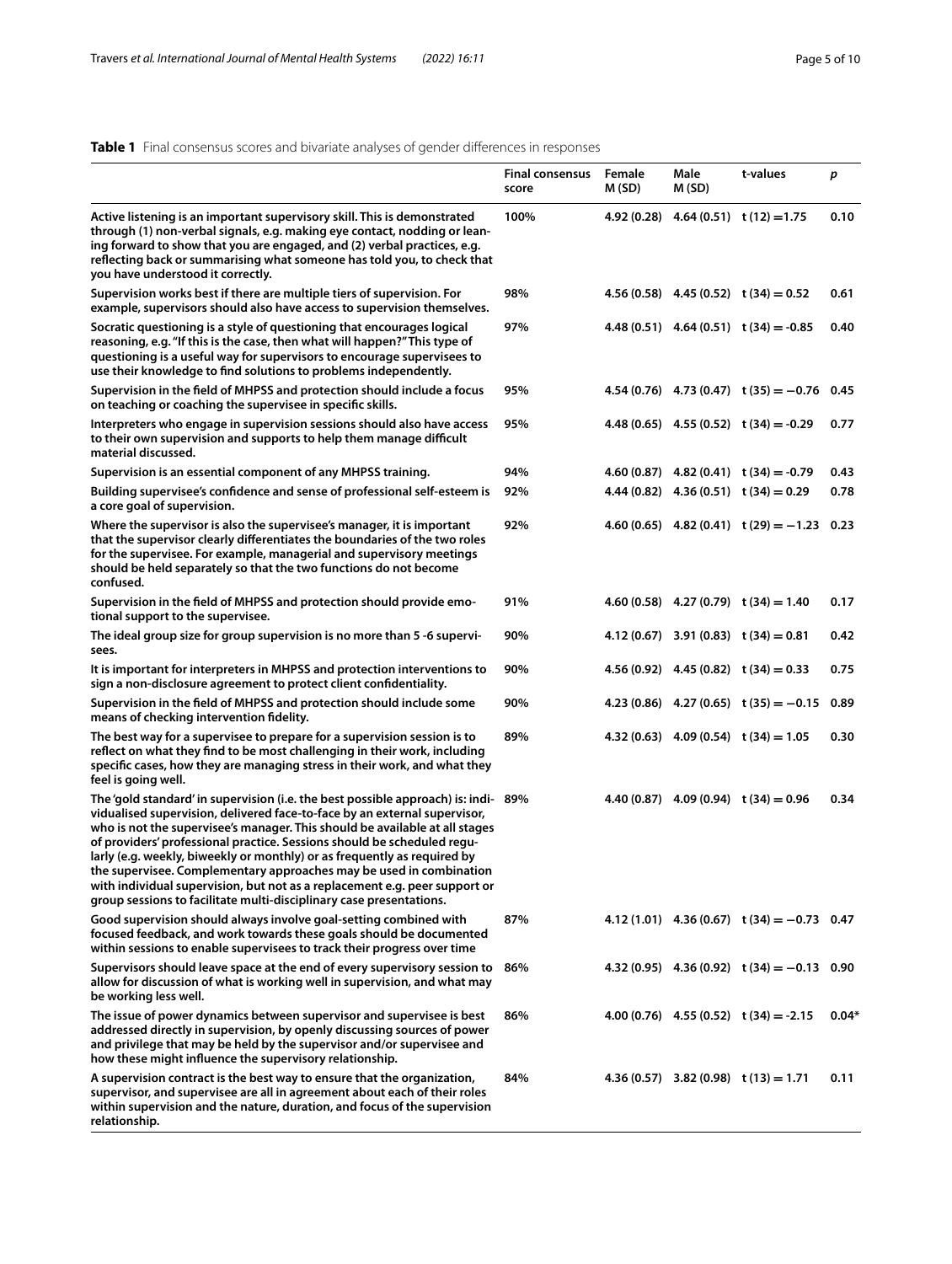**Table 1** Final consensus scores and bivariate analyses of gender differences in responses

| | Final consensus score | Female M (SD) | Male M (SD) | t-values | *p* |
|---|---|---|---|---|---|
| **Active listening is an important supervisory skill. This is demonstrated through (1) non-verbal signals, e.g. making eye contact, nodding or leaning forward to show that you are engaged, and (2) verbal practices, e.g. reflecting back or summarising what someone has told you, to check that you have understood it correctly.** | 100% | 4.92 (0.28) | 4.64 (0.51) | $t(12) = 1.75$ | 0.10 |
| **Supervision works best if there are multiple tiers of supervision. For example, supervisors should also have access to supervision themselves.** | 98% | 4.56 (0.58) | 4.45 (0.52) | $t(34) = 0.52$ | 0.61 |
| **Socratic questioning is a style of questioning that encourages logical reasoning, e.g. "If this is the case, then what will happen?" This type of questioning is a useful way for supervisors to encourage supervisees to use their knowledge to find solutions to problems independently.** | 97% | 4.48 (0.51) | 4.64 (0.51) | $t(34) = -0.85$ | 0.40 |
| **Supervision in the field of MHPSS and protection should include a focus on teaching or coaching the supervisee in specific skills.** | 95% | 4.54 (0.76) | 4.73 (0.47) | $t(35) = -0.76$ | 0.45 |
| **Interpreters who engage in supervision sessions should also have access to their own supervision and supports to help them manage difficult material discussed.** | 95% | 4.48 (0.65) | 4.55 (0.52) | $t(34) = -0.29$ | 0.77 |
| **Supervision is an essential component of any MHPSS training.** | 94% | 4.60 (0.87) | 4.82 (0.41) | $t(34) = -0.79$ | 0.43 |
| **Building supervisee's confidence and sense of professional self-esteem is a core goal of supervision.** | 92% | 4.44 (0.82) | 4.36 (0.51) | $t(34) = 0.29$ | 0.78 |
| **Where the supervisor is also the supervisee's manager, it is important that the supervisor clearly differentiates the boundaries of the two roles for the supervisee. For example, managerial and supervisory meetings should be held separately so that the two functions do not become confused.** | 92% | 4.60 (0.65) | 4.82 (0.41) | $t(29) = -1.23$ | 0.23 |
| **Supervision in the field of MHPSS and protection should provide emotional support to the supervisee.** | 91% | 4.60 (0.58) | 4.27 (0.79) | $t(34) = 1.40$ | 0.17 |
| **The ideal group size for group supervision is no more than 5 -6 supervisees.** | 90% | 4.12 (0.67) | 3.91 (0.83) | $t(34) = 0.81$ | 0.42 |
| **It is important for interpreters in MHPSS and protection interventions to sign a non-disclosure agreement to protect client confidentiality.** | 90% | 4.56 (0.92) | 4.45 (0.82) | $t(34) = 0.33$ | 0.75 |
| **Supervision in the field of MHPSS and protection should include some means of checking intervention fidelity.** | 90% | 4.23 (0.86) | 4.27 (0.65) | $t(35) = -0.15$ | 0.89 |
| **The best way for a supervisee to prepare for a supervision session is to reflect on what they find to be most challenging in their work, including specific cases, how they are managing stress in their work, and what they feel is going well.** | 89% | 4.32 (0.63) | 4.09 (0.54) | $t(34) = 1.05$ | 0.30 |
| **The 'gold standard' in supervision (i.e. the best possible approach) is: individualised supervision, delivered face-to-face by an external supervisor, who is not the supervisee's manager. This should be available at all stages of providers' professional practice. Sessions should be scheduled regularly (e.g. weekly, biweekly or monthly) or as frequently as required by the supervisee. Complementary approaches may be used in combination with individual supervision, but not as a replacement e.g. peer support or group sessions to facilitate multi-disciplinary case presentations.** | 89% | 4.40 (0.87) | 4.09 (0.94) | $t(34) = 0.96$ | 0.34 |
| **Good supervision should always involve goal-setting combined with focused feedback, and work towards these goals should be documented within sessions to enable supervisees to track their progress over time** | 87% | 4.12 (1.01) | 4.36 (0.67) | $t(34) = -0.73$ | 0.47 |
| **Supervisors should leave space at the end of every supervisory session to allow for discussion of what is working well in supervision, and what may be working less well.** | 86% | 4.32 (0.95) | 4.36 (0.92) | $t(34) = -0.13$ | 0.90 |
| **The issue of power dynamics between supervisor and supervisee is best addressed directly in supervision, by openly discussing sources of power and privilege that may be held by the supervisor and/or supervisee and how these might influence the supervisory relationship.** | 86% | 4.00 (0.76) | 4.55 (0.52) | $t(34) = -2.15$ | 0.04* |
| **A supervision contract is the best way to ensure that the organization, supervisor, and supervisee are all in agreement about each of their roles within supervision and the nature, duration, and focus of the supervision relationship.** | 84% | 4.36 (0.57) | 3.82 (0.98) | $t(13) = 1.71$ | 0.11 |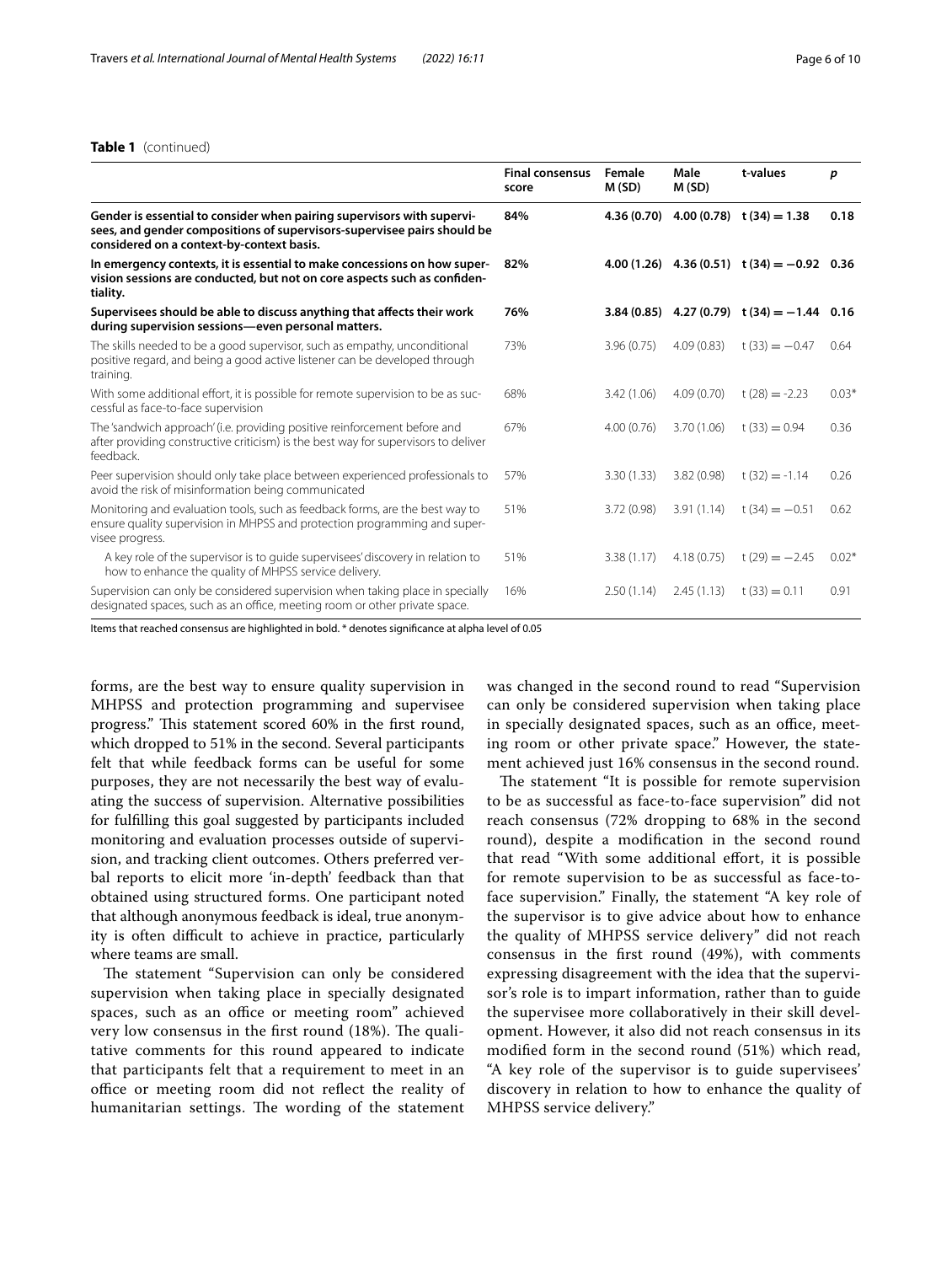**Table 1** (continued)

| | Final consensus score | Female M (SD) | Male M (SD) | t-values | p |
|---|---|---|---|---|---|
| **Gender is essential to consider when pairing supervisors with supervisees, and gender compositions of supervisors-supervisee pairs should be considered on a context-by-context basis.** | **84%** | **4.36 (0.70)** | **4.00 (0.78)** | **$t(34) = 1.38$** | **0.18** |
| **In emergency contexts, it is essential to make concessions on how supervision sessions are conducted, but not on core aspects such as confidentiality.** | **82%** | **4.00 (1.26)** | **4.36 (0.51)** | **$t(34) = -0.92$** | **0.36** |
| **Supervisees should be able to discuss anything that affects their work during supervision sessions—even personal matters.** | **76%** | **3.84 (0.85)** | **4.27 (0.79)** | **$t(34) = -1.44$** | **0.16** |
| The skills needed to be a good supervisor, such as empathy, unconditional positive regard, and being a good active listener can be developed through training. | 73% | 3.96 (0.75) | 4.09 (0.83) | $t(33) = -0.47$ | 0.64 |
| With some additional effort, it is possible for remote supervision to be as successful as face-to-face supervision | 68% | 3.42 (1.06) | 4.09 (0.70) | $t(28) = -2.23$ | 0.03* |
| The 'sandwich approach' (i.e. providing positive reinforcement before and after providing constructive criticism) is the best way for supervisors to deliver feedback. | 67% | 4.00 (0.76) | 3.70 (1.06) | $t(33) = 0.94$ | 0.36 |
| Peer supervision should only take place between experienced professionals to avoid the risk of misinformation being communicated | 57% | 3.30 (1.33) | 3.82 (0.98) | $t(32) = -1.14$ | 0.26 |
| Monitoring and evaluation tools, such as feedback forms, are the best way to ensure quality supervision in MHPSS and protection programming and supervisee progress. | 51% | 3.72 (0.98) | 3.91 (1.14) | $t(34) = -0.51$ | 0.62 |
| A key role of the supervisor is to guide supervisees' discovery in relation to how to enhance the quality of MHPSS service delivery. | 51% | 3.38 (1.17) | 4.18 (0.75) | $t(29) = -2.45$ | 0.02* |
| Supervision can only be considered supervision when taking place in specially designated spaces, such as an office, meeting room or other private space. | 16% | 2.50 (1.14) | 2.45 (1.13) | $t(33) = 0.11$ | 0.91 |

Items that reached consensus are highlighted in bold. * denotes significance at alpha level of 0.05

forms, are the best way to ensure quality supervision in MHPSS and protection programming and supervisee progress." This statement scored 60% in the first round, which dropped to 51% in the second. Several participants felt that while feedback forms can be useful for some purposes, they are not necessarily the best way of evaluating the success of supervision. Alternative possibilities for fulfilling this goal suggested by participants included monitoring and evaluation processes outside of supervision, and tracking client outcomes. Others preferred verbal reports to elicit more 'in-depth' feedback than that obtained using structured forms. One participant noted that although anonymous feedback is ideal, true anonymity is often difficult to achieve in practice, particularly where teams are small.

The statement "Supervision can only be considered supervision when taking place in specially designated spaces, such as an office or meeting room" achieved very low consensus in the first round (18%). The qualitative comments for this round appeared to indicate that participants felt that a requirement to meet in an office or meeting room did not reflect the reality of humanitarian settings. The wording of the statement was changed in the second round to read "Supervision can only be considered supervision when taking place in specially designated spaces, such as an office, meeting room or other private space." However, the statement achieved just 16% consensus in the second round.

The statement "It is possible for remote supervision to be as successful as face-to-face supervision" did not reach consensus (72% dropping to 68% in the second round), despite a modification in the second round that read "With some additional effort, it is possible for remote supervision to be as successful as face-to-face supervision." Finally, the statement "A key role of the supervisor is to give advice about how to enhance the quality of MHPSS service delivery" did not reach consensus in the first round (49%), with comments expressing disagreement with the idea that the supervisor's role is to impart information, rather than to guide the supervisee more collaboratively in their skill development. However, it also did not reach consensus in its modified form in the second round (51%) which read, "A key role of the supervisor is to guide supervisees' discovery in relation to how to enhance the quality of MHPSS service delivery."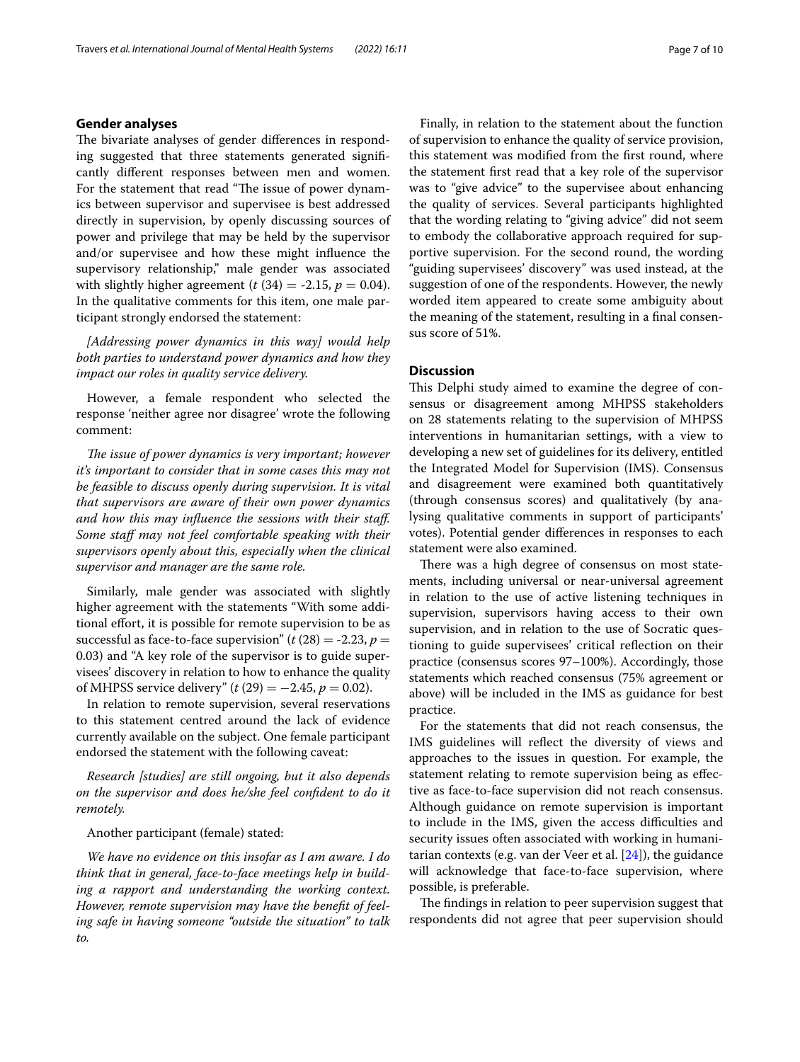### Gender analyses

The bivariate analyses of gender differences in responding suggested that three statements generated significantly different responses between men and women. For the statement that read "The issue of power dynamics between supervisor and supervisee is best addressed directly in supervision, by openly discussing sources of power and privilege that may be held by the supervisor and/or supervisee and how these might influence the supervisory relationship," male gender was associated with slightly higher agreement ($t$ (34) = -2.15, $p = 0.04$). In the qualitative comments for this item, one male participant strongly endorsed the statement:

*[Addressing power dynamics in this way] would help both parties to understand power dynamics and how they impact our roles in quality service delivery.*

However, a female respondent who selected the response 'neither agree nor disagree' wrote the following comment:

*The issue of power dynamics is very important; however it's important to consider that in some cases this may not be feasible to discuss openly during supervision. It is vital that supervisors are aware of their own power dynamics and how this may influence the sessions with their staff. Some staff may not feel comfortable speaking with their supervisors openly about this, especially when the clinical supervisor and manager are the same role.*

Similarly, male gender was associated with slightly higher agreement with the statements "With some additional effort, it is possible for remote supervision to be as successful as face-to-face supervision" ($t$ (28) = -2.23, $p = 0.03$) and "A key role of the supervisor is to guide supervisees' discovery in relation to how to enhance the quality of MHPSS service delivery" ($t$ (29) = −2.45, $p = 0.02$).

In relation to remote supervision, several reservations to this statement centred around the lack of evidence currently available on the subject. One female participant endorsed the statement with the following caveat:

*Research [studies] are still ongoing, but it also depends on the supervisor and does he/she feel confident to do it remotely.*

Another participant (female) stated:

*We have no evidence on this insofar as I am aware. I do think that in general, face-to-face meetings help in building a rapport and understanding the working context. However, remote supervision may have the benefit of feeling safe in having someone "outside the situation" to talk to.*

Finally, in relation to the statement about the function of supervision to enhance the quality of service provision, this statement was modified from the first round, where the statement first read that a key role of the supervisor was to "give advice" to the supervisee about enhancing the quality of services. Several participants highlighted that the wording relating to "giving advice" did not seem to embody the collaborative approach required for supportive supervision. For the second round, the wording "guiding supervisees' discovery" was used instead, at the suggestion of one of the respondents. However, the newly worded item appeared to create some ambiguity about the meaning of the statement, resulting in a final consensus score of 51%.

## Discussion

This Delphi study aimed to examine the degree of consensus or disagreement among MHPSS stakeholders on 28 statements relating to the supervision of MHPSS interventions in humanitarian settings, with a view to developing a new set of guidelines for its delivery, entitled the Integrated Model for Supervision (IMS). Consensus and disagreement were examined both quantitatively (through consensus scores) and qualitatively (by analysing qualitative comments in support of participants' votes). Potential gender differences in responses to each statement were also examined.

There was a high degree of consensus on most statements, including universal or near-universal agreement in relation to the use of active listening techniques in supervision, supervisors having access to their own supervision, and in relation to the use of Socratic questioning to guide supervisees' critical reflection on their practice (consensus scores 97–100%). Accordingly, those statements which reached consensus (75% agreement or above) will be included in the IMS as guidance for best practice.

For the statements that did not reach consensus, the IMS guidelines will reflect the diversity of views and approaches to the issues in question. For example, the statement relating to remote supervision being as effective as face-to-face supervision did not reach consensus. Although guidance on remote supervision is important to include in the IMS, given the access difficulties and security issues often associated with working in humanitarian contexts (e.g. van der Veer et al. [24]), the guidance will acknowledge that face-to-face supervision, where possible, is preferable.

The findings in relation to peer supervision suggest that respondents did not agree that peer supervision should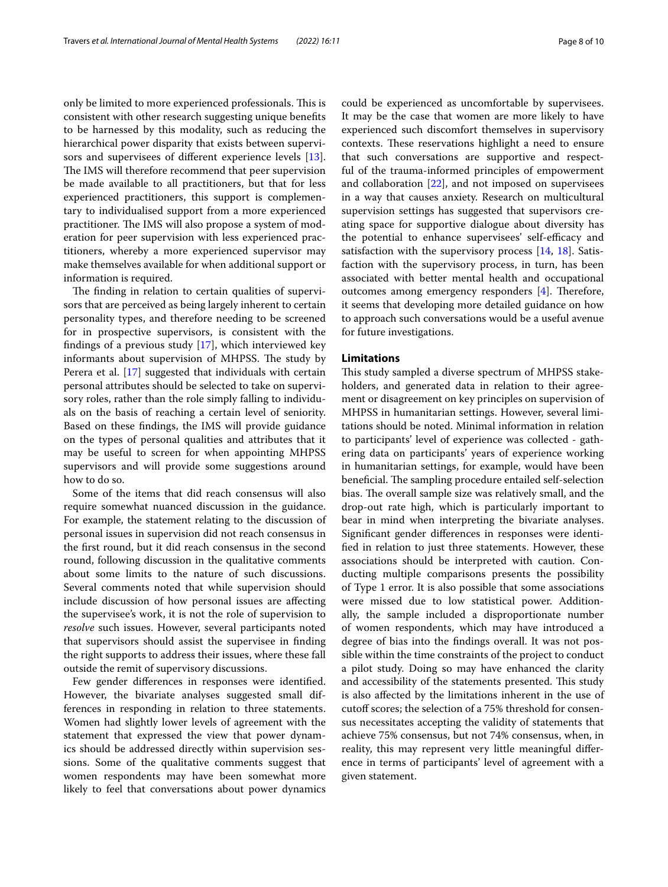only be limited to more experienced professionals. This is consistent with other research suggesting unique benefits to be harnessed by this modality, such as reducing the hierarchical power disparity that exists between supervisors and supervisees of different experience levels [13]. The IMS will therefore recommend that peer supervision be made available to all practitioners, but that for less experienced practitioners, this support is complementary to individualised support from a more experienced practitioner. The IMS will also propose a system of moderation for peer supervision with less experienced practitioners, whereby a more experienced supervisor may make themselves available for when additional support or information is required.

The finding in relation to certain qualities of supervisors that are perceived as being largely inherent to certain personality types, and therefore needing to be screened for in prospective supervisors, is consistent with the findings of a previous study [17], which interviewed key informants about supervision of MHPSS. The study by Perera et al. [17] suggested that individuals with certain personal attributes should be selected to take on supervisory roles, rather than the role simply falling to individuals on the basis of reaching a certain level of seniority. Based on these findings, the IMS will provide guidance on the types of personal qualities and attributes that it may be useful to screen for when appointing MHPSS supervisors and will provide some suggestions around how to do so.

Some of the items that did reach consensus will also require somewhat nuanced discussion in the guidance. For example, the statement relating to the discussion of personal issues in supervision did not reach consensus in the first round, but it did reach consensus in the second round, following discussion in the qualitative comments about some limits to the nature of such discussions. Several comments noted that while supervision should include discussion of how personal issues are affecting the supervisee's work, it is not the role of supervision to *resolve* such issues. However, several participants noted that supervisors should assist the supervisee in finding the right supports to address their issues, where these fall outside the remit of supervisory discussions.

Few gender differences in responses were identified. However, the bivariate analyses suggested small differences in responding in relation to three statements. Women had slightly lower levels of agreement with the statement that expressed the view that power dynamics should be addressed directly within supervision sessions. Some of the qualitative comments suggest that women respondents may have been somewhat more likely to feel that conversations about power dynamics could be experienced as uncomfortable by supervisees. It may be the case that women are more likely to have experienced such discomfort themselves in supervisory contexts. These reservations highlight a need to ensure that such conversations are supportive and respectful of the trauma-informed principles of empowerment and collaboration [22], and not imposed on supervisees in a way that causes anxiety. Research on multicultural supervision settings has suggested that supervisors creating space for supportive dialogue about diversity has the potential to enhance supervisees' self-efficacy and satisfaction with the supervisory process [14, 18]. Satisfaction with the supervisory process, in turn, has been associated with better mental health and occupational outcomes among emergency responders [4]. Therefore, it seems that developing more detailed guidance on how to approach such conversations would be a useful avenue for future investigations.

## Limitations

This study sampled a diverse spectrum of MHPSS stakeholders, and generated data in relation to their agreement or disagreement on key principles on supervision of MHPSS in humanitarian settings. However, several limitations should be noted. Minimal information in relation to participants' level of experience was collected - gathering data on participants' years of experience working in humanitarian settings, for example, would have been beneficial. The sampling procedure entailed self-selection bias. The overall sample size was relatively small, and the drop-out rate high, which is particularly important to bear in mind when interpreting the bivariate analyses. Significant gender differences in responses were identified in relation to just three statements. However, these associations should be interpreted with caution. Conducting multiple comparisons presents the possibility of Type 1 error. It is also possible that some associations were missed due to low statistical power. Additionally, the sample included a disproportionate number of women respondents, which may have introduced a degree of bias into the findings overall. It was not possible within the time constraints of the project to conduct a pilot study. Doing so may have enhanced the clarity and accessibility of the statements presented. This study is also affected by the limitations inherent in the use of cutoff scores; the selection of a 75% threshold for consensus necessitates accepting the validity of statements that achieve 75% consensus, but not 74% consensus, when, in reality, this may represent very little meaningful difference in terms of participants' level of agreement with a given statement.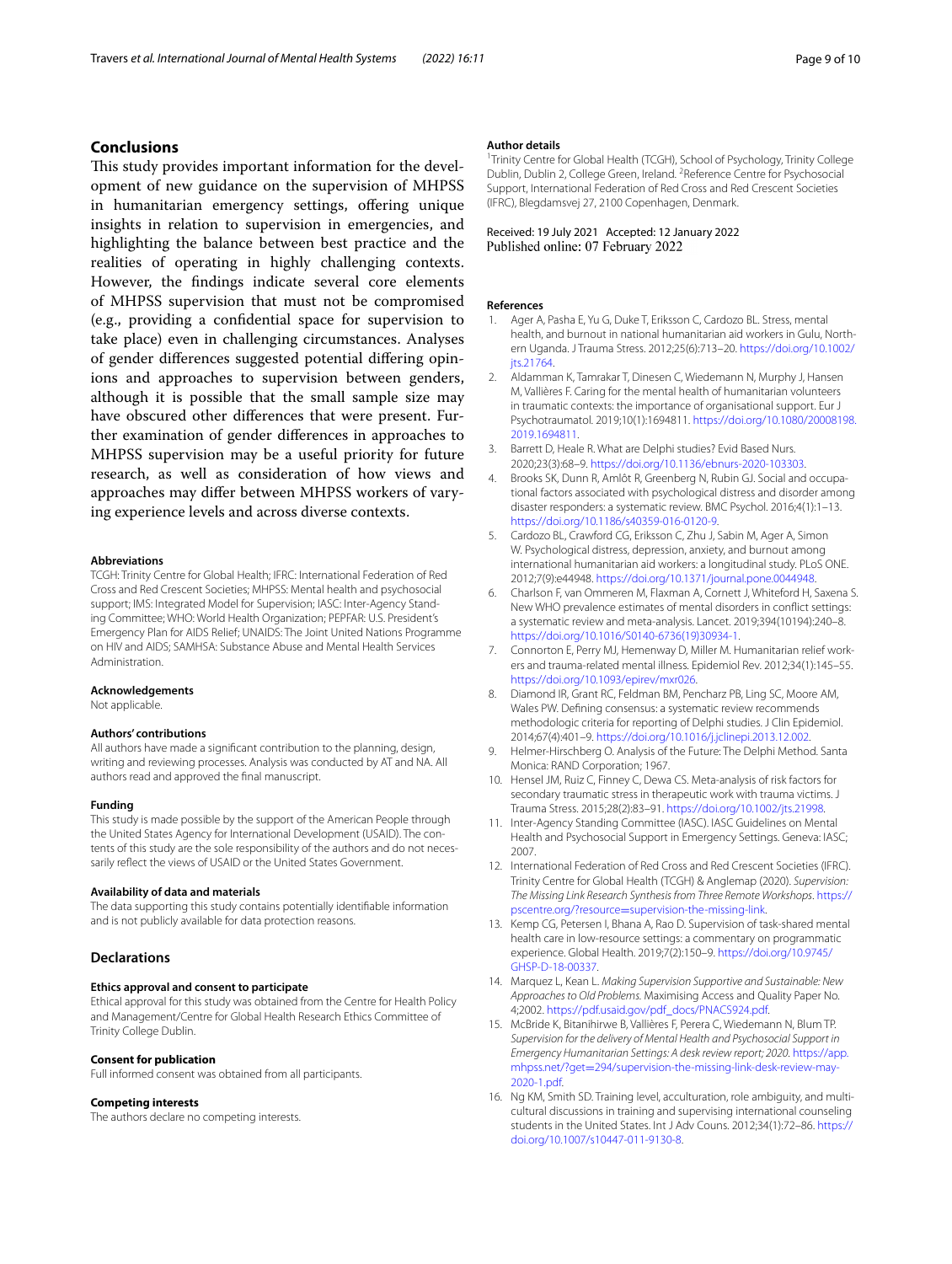## Conclusions

This study provides important information for the development of new guidance on the supervision of MHPSS in humanitarian emergency settings, offering unique insights in relation to supervision in emergencies, and highlighting the balance between best practice and the realities of operating in highly challenging contexts. However, the findings indicate several core elements of MHPSS supervision that must not be compromised (e.g., providing a confidential space for supervision to take place) even in challenging circumstances. Analyses of gender differences suggested potential differing opinions and approaches to supervision between genders, although it is possible that the small sample size may have obscured other differences that were present. Further examination of gender differences in approaches to MHPSS supervision may be a useful priority for future research, as well as consideration of how views and approaches may differ between MHPSS workers of varying experience levels and across diverse contexts.

#### Abbreviations

TCGH: Trinity Centre for Global Health; IFRC: International Federation of Red Cross and Red Crescent Societies; MHPSS: Mental health and psychosocial support; IMS: Integrated Model for Supervision; IASC: Inter-Agency Standing Committee; WHO: World Health Organization; PEPFAR: U.S. President's Emergency Plan for AIDS Relief; UNAIDS: The Joint United Nations Programme on HIV and AIDS; SAMHSA: Substance Abuse and Mental Health Services Administration.

#### Acknowledgements

Not applicable.

#### Authors' contributions

All authors have made a significant contribution to the planning, design, writing and reviewing processes. Analysis was conducted by AT and NA. All authors read and approved the final manuscript.

#### Funding

This study is made possible by the support of the American People through the United States Agency for International Development (USAID). The contents of this study are the sole responsibility of the authors and do not necessarily reflect the views of USAID or the United States Government.

#### Availability of data and materials

The data supporting this study contains potentially identifiable information and is not publicly available for data protection reasons.

## Declarations

#### Ethics approval and consent to participate

Ethical approval for this study was obtained from the Centre for Health Policy and Management/Centre for Global Health Research Ethics Committee of Trinity College Dublin.

#### Consent for publication

Full informed consent was obtained from all participants.

#### Competing interests

The authors declare no competing interests.

#### Author details

[1]Trinity Centre for Global Health (TCGH), School of Psychology, Trinity College Dublin, Dublin 2, College Green, Ireland. [2]Reference Centre for Psychosocial Support, International Federation of Red Cross and Red Crescent Societies (IFRC), Blegdamsvej 27, 2100 Copenhagen, Denmark.

Received: 19 July 2021 Accepted: 12 January 2022
Published online: 07 February 2022

#### References

1. Ager A, Pasha E, Yu G, Duke T, Eriksson C, Cardozo BL. Stress, mental health, and burnout in national humanitarian aid workers in Gulu, Northern Uganda. J Trauma Stress. 2012;25(6):713–20. https://doi.org/10.1002/jts.21764.
2. Aldamman K, Tamrakar T, Dinesen C, Wiedemann N, Murphy J, Hansen M, Vallières F. Caring for the mental health of humanitarian volunteers in traumatic contexts: the importance of organisational support. Eur J Psychotraumatol. 2019;10(1):1694811. https://doi.org/10.1080/20008198.2019.1694811.
3. Barrett D, Heale R. What are Delphi studies? Evid Based Nurs. 2020;23(3):68–9. https://doi.org/10.1136/ebnurs-2020-103303.
4. Brooks SK, Dunn R, Amlôt R, Greenberg N, Rubin GJ. Social and occupational factors associated with psychological distress and disorder among disaster responders: a systematic review. BMC Psychol. 2016;4(1):1–13. https://doi.org/10.1186/s40359-016-0120-9.
5. Cardozo BL, Crawford CG, Eriksson C, Zhu J, Sabin M, Ager A, Simon W. Psychological distress, depression, anxiety, and burnout among international humanitarian aid workers: a longitudinal study. PLoS ONE. 2012;7(9):e44948. https://doi.org/10.1371/journal.pone.0044948.
6. Charlson F, van Ommeren M, Flaxman A, Cornett J, Whiteford H, Saxena S. New WHO prevalence estimates of mental disorders in conflict settings: a systematic review and meta-analysis. Lancet. 2019;394(10194):240–8. https://doi.org/10.1016/S0140-6736(19)30934-1.
7. Connorton E, Perry MJ, Hemenway D, Miller M. Humanitarian relief workers and trauma-related mental illness. Epidemiol Rev. 2012;34(1):145–55. https://doi.org/10.1093/epirev/mxr026.
8. Diamond IR, Grant RC, Feldman BM, Pencharz PB, Ling SC, Moore AM, Wales PW. Defining consensus: a systematic review recommends methodologic criteria for reporting of Delphi studies. J Clin Epidemiol. 2014;67(4):401–9. https://doi.org/10.1016/j.jclinepi.2013.12.002.
9. Helmer-Hirschberg O. Analysis of the Future: The Delphi Method. Santa Monica: RAND Corporation; 1967.
10. Hensel JM, Ruiz C, Finney C, Dewa CS. Meta-analysis of risk factors for secondary traumatic stress in therapeutic work with trauma victims. J Trauma Stress. 2015;28(2):83–91. https://doi.org/10.1002/jts.21998.
11. Inter-Agency Standing Committee (IASC). IASC Guidelines on Mental Health and Psychosocial Support in Emergency Settings. Geneva: IASC; 2007.
12. International Federation of Red Cross and Red Crescent Societies (IFRC). Trinity Centre for Global Health (TCGH) & Anglemap (2020). *Supervision: The Missing Link Research Synthesis from Three Remote Workshops*. https://pscentre.org/?resource=supervision-the-missing-link.
13. Kemp CG, Petersen I, Bhana A, Rao D. Supervision of task-shared mental health care in low-resource settings: a commentary on programmatic experience. Global Health. 2019;7(2):150–9. https://doi.org/10.9745/GHSP-D-18-00337.
14. Marquez L, Kean L. *Making Supervision Supportive and Sustainable: New Approaches to Old Problems.* Maximising Access and Quality Paper No. 4;2002. https://pdf.usaid.gov/pdf_docs/PNACS924.pdf.
15. McBride K, Bitanihirwe B, Vallières F, Perera C, Wiedemann N, Blum TP. *Supervision for the delivery of Mental Health and Psychosocial Support in Emergency Humanitarian Settings: A desk review report; 2020.* https://app.mhpss.net/?get=294/supervision-the-missing-link-desk-review-may-2020-1.pdf.
16. Ng KM, Smith SD. Training level, acculturation, role ambiguity, and multicultural discussions in training and supervising international counseling students in the United States. Int J Adv Couns. 2012;34(1):72–86. https://doi.org/10.1007/s10447-011-9130-8.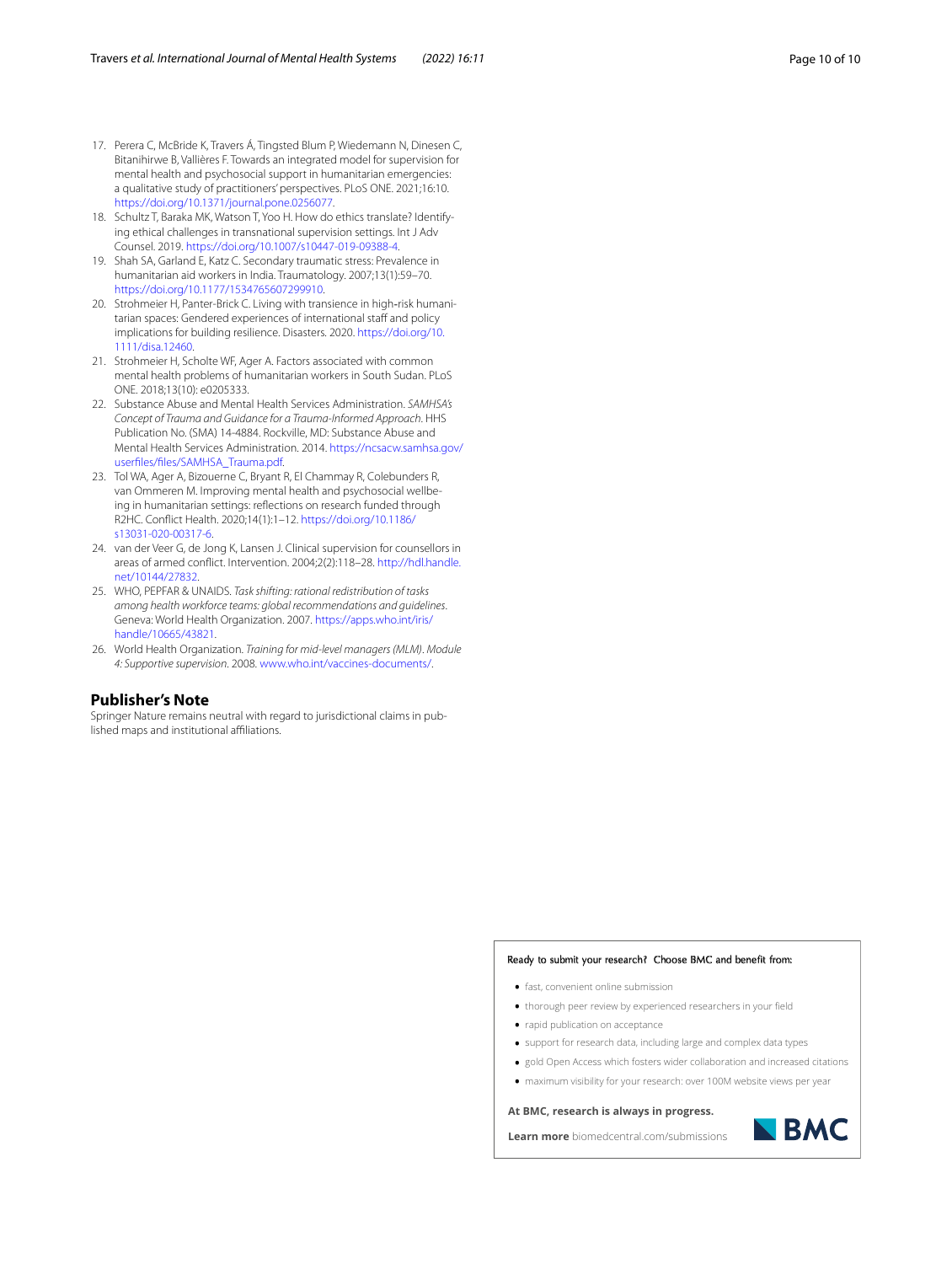17. Perera C, McBride K, Travers Á, Tingsted Blum P, Wiedemann N, Dinesen C, Bitanihirwe B, Vallières F. Towards an integrated model for supervision for mental health and psychosocial support in humanitarian emergencies: a qualitative study of practitioners' perspectives. PLoS ONE. 2021;16:10. https://doi.org/10.1371/journal.pone.0256077.
18. Schultz T, Baraka MK, Watson T, Yoo H. How do ethics translate? Identifying ethical challenges in transnational supervision settings. Int J Adv Counsel. 2019. https://doi.org/10.1007/s10447-019-09388-4.
19. Shah SA, Garland E, Katz C. Secondary traumatic stress: Prevalence in humanitarian aid workers in India. Traumatology. 2007;13(1):59–70. https://doi.org/10.1177/1534765607299910.
20. Strohmeier H, Panter-Brick C. Living with transience in high-risk humanitarian spaces: Gendered experiences of international staff and policy implications for building resilience. Disasters. 2020. https://doi.org/10.1111/disa.12460.
21. Strohmeier H, Scholte WF, Ager A. Factors associated with common mental health problems of humanitarian workers in South Sudan. PLoS ONE. 2018;13(10): e0205333.
22. Substance Abuse and Mental Health Services Administration. *SAMHSA's Concept of Trauma and Guidance for a Trauma-Informed Approach*. HHS Publication No. (SMA) 14-4884. Rockville, MD: Substance Abuse and Mental Health Services Administration. 2014. https://ncsacw.samhsa.gov/userfiles/files/SAMHSA_Trauma.pdf.
23. Tol WA, Ager A, Bizouerne C, Bryant R, El Chammay R, Colebunders R, van Ommeren M. Improving mental health and psychosocial wellbeing in humanitarian settings: reflections on research funded through R2HC. Conflict Health. 2020;14(1):1–12. https://doi.org/10.1186/s13031-020-00317-6.
24. van der Veer G, de Jong K, Lansen J. Clinical supervision for counsellors in areas of armed conflict. Intervention. 2004;2(2):118–28. http://hdl.handle.net/10144/27832.
25. WHO, PEPFAR & UNAIDS. *Task shifting: rational redistribution of tasks among health workforce teams: global recommendations and guidelines*. Geneva: World Health Organization. 2007. https://apps.who.int/iris/handle/10665/43821.
26. World Health Organization. *Training for mid-level managers (MLM). Module 4: Supportive supervision*. 2008. www.who.int/vaccines-documents/.

## Publisher's Note

Springer Nature remains neutral with regard to jurisdictional claims in published maps and institutional affiliations.

Ready to submit your research? Choose BMC and benefit from:

- fast, convenient online submission
- thorough peer review by experienced researchers in your field
- rapid publication on acceptance
- support for research data, including large and complex data types
- gold Open Access which fosters wider collaboration and increased citations
- maximum visibility for your research: over 100M website views per year

**At BMC, research is always in progress.**

**Learn more** biomedcentral.com/submissions

BMC